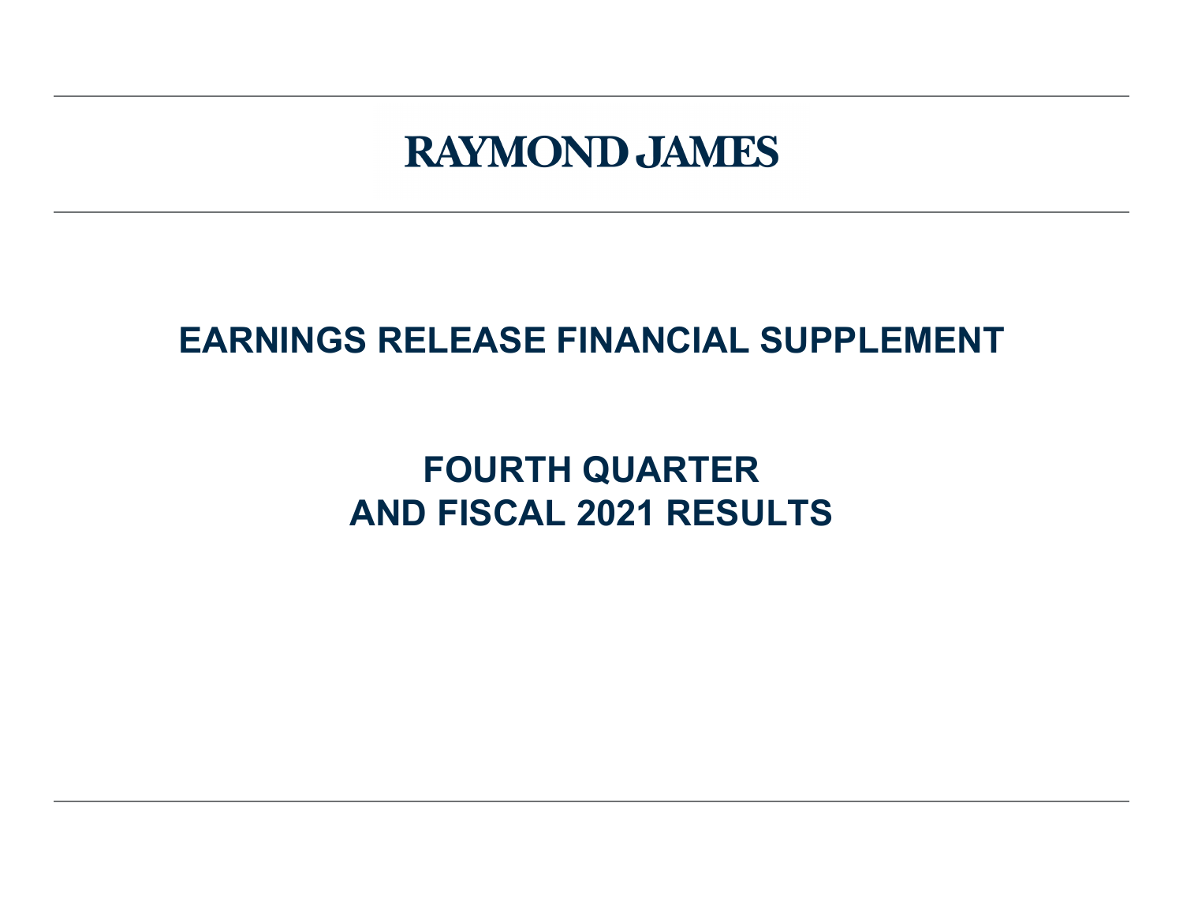# RAYMOND JAMES

## EARNINGS RELEASE FINANCIAL SUPPLEMENT

## FOURTH QUARTER
## AND FISCAL 2021 RESULTS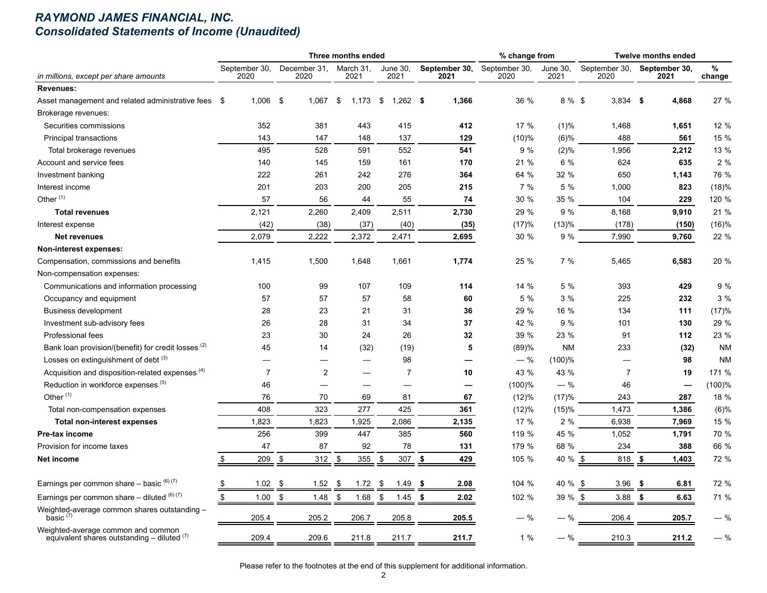# RAYMOND JAMES FINANCIAL, INC.
## Consolidated Statements of Income (Unaudited)

| in millions, except per share amounts | Three months ended | | | | | % change from | | Twelve months ended | | |
|---|---|---|---|---|---|---|---|---|---|---|
| | September 30, 2020 | December 31, 2020 | March 31, 2021 | June 30, 2021 | **September 30, 2021** | September 30, 2020 | June 30, 2021 | September 30, 2020 | **September 30, 2021** | % change |
| **Revenues:** | | | | | | | | | | |
| Asset management and related administrative fees | $ 1,006 | $ 1,067 | $ 1,173 | $ 1,262 | **$ 1,366** | 36 % | 8 % | $ 3,834 | **$ 4,868** | 27 % |
| Brokerage revenues: | | | | | | | | | | |
| Securities commissions | 352 | 381 | 443 | 415 | **412** | 17 % | (1)% | 1,468 | **1,651** | 12 % |
| Principal transactions | 143 | 147 | 148 | 137 | **129** | (10)% | (6)% | 488 | **561** | 15 % |
| Total brokerage revenues | 495 | 528 | 591 | 552 | **541** | 9 % | (2)% | 1,956 | **2,212** | 13 % |
| Account and service fees | 140 | 145 | 159 | 161 | **170** | 21 % | 6 % | 624 | **635** | 2 % |
| Investment banking | 222 | 261 | 242 | 276 | **364** | 64 % | 32 % | 650 | **1,143** | 76 % |
| Interest income | 201 | 203 | 200 | 205 | **215** | 7 % | 5 % | 1,000 | **823** | (18)% |
| Other [(1)] | 57 | 56 | 44 | 55 | **74** | 30 % | 35 % | 104 | **229** | 120 % |
| **Total revenues** | 2,121 | 2,260 | 2,409 | 2,511 | **2,730** | 29 % | 9 % | 8,168 | **9,910** | 21 % |
| Interest expense | (42) | (38) | (37) | (40) | **(35)** | (17)% | (13)% | (178) | **(150)** | (16)% |
| **Net revenues** | 2,079 | 2,222 | 2,372 | 2,471 | **2,695** | 30 % | 9 % | 7,990 | **9,760** | 22 % |
| **Non-interest expenses:** | | | | | | | | | | |
| Compensation, commissions and benefits | 1,415 | 1,500 | 1,648 | 1,661 | **1,774** | 25 % | 7 % | 5,465 | **6,583** | 20 % |
| Non-compensation expenses: | | | | | | | | | | |
| Communications and information processing | 100 | 99 | 107 | 109 | **114** | 14 % | 5 % | 393 | **429** | 9 % |
| Occupancy and equipment | 57 | 57 | 57 | 58 | **60** | 5 % | 3 % | 225 | **232** | 3 % |
| Business development | 28 | 23 | 21 | 31 | **36** | 29 % | 16 % | 134 | **111** | (17)% |
| Investment sub-advisory fees | 26 | 28 | 31 | 34 | **37** | 42 % | 9 % | 101 | **130** | 29 % |
| Professional fees | 23 | 30 | 24 | 26 | **32** | 39 % | 23 % | 91 | **112** | 23 % |
| Bank loan provision/(benefit) for credit losses [(2)] | 45 | 14 | (32) | (19) | **5** | (89)% | NM | 233 | **(32)** | NM |
| Losses on extinguishment of debt [(3)] | — | — | — | 98 | **—** | — % | (100)% | — | **98** | NM |
| Acquisition and disposition-related expenses [(4)] | 7 | 2 | — | 7 | **10** | 43 % | 43 % | 7 | **19** | 171 % |
| Reduction in workforce expenses [(5)] | 46 | — | — | — | **—** | (100)% | — % | 46 | **—** | (100)% |
| Other [(1)] | 76 | 70 | 69 | 81 | **67** | (12)% | (17)% | 243 | **287** | 18 % |
| Total non-compensation expenses | 408 | 323 | 277 | 425 | **361** | (12)% | (15)% | 1,473 | **1,386** | (6)% |
| **Total non-interest expenses** | 1,823 | 1,823 | 1,925 | 2,086 | **2,135** | 17 % | 2 % | 6,938 | **7,969** | 15 % |
| **Pre-tax income** | 256 | 399 | 447 | 385 | **560** | 119 % | 45 % | 1,052 | **1,791** | 70 % |
| Provision for income taxes | 47 | 87 | 92 | 78 | **131** | 179 % | 68 % | 234 | **388** | 66 % |
| **Net income** | $ 209 | $ 312 | $ 355 | $ 307 | **$ 429** | 105 % | 40 % | $ 818 | **$ 1,403** | 72 % |
| Earnings per common share – basic [(6) (7)] | $ 1.02 | $ 1.52 | $ 1.72 | $ 1.49 | **$ 2.08** | 104 % | 40 % | $ 3.96 | **$ 6.81** | 72 % |
| Earnings per common share – diluted [(6) (7)] | $ 1.00 | $ 1.48 | $ 1.68 | $ 1.45 | **$ 2.02** | 102 % | 39 % | $ 3.88 | **$ 6.63** | 71 % |
| Weighted-average common shares outstanding – basic [(7)] | 205.4 | 205.2 | 206.7 | 205.8 | **205.5** | — % | — % | 206.4 | **205.7** | — % |
| Weighted-average common and common equivalent shares outstanding – diluted [(7)] | 209.4 | 209.6 | 211.8 | 211.7 | **211.7** | 1 % | — % | 210.3 | **211.2** | — % |

Please refer to the footnotes at the end of this supplement for additional information.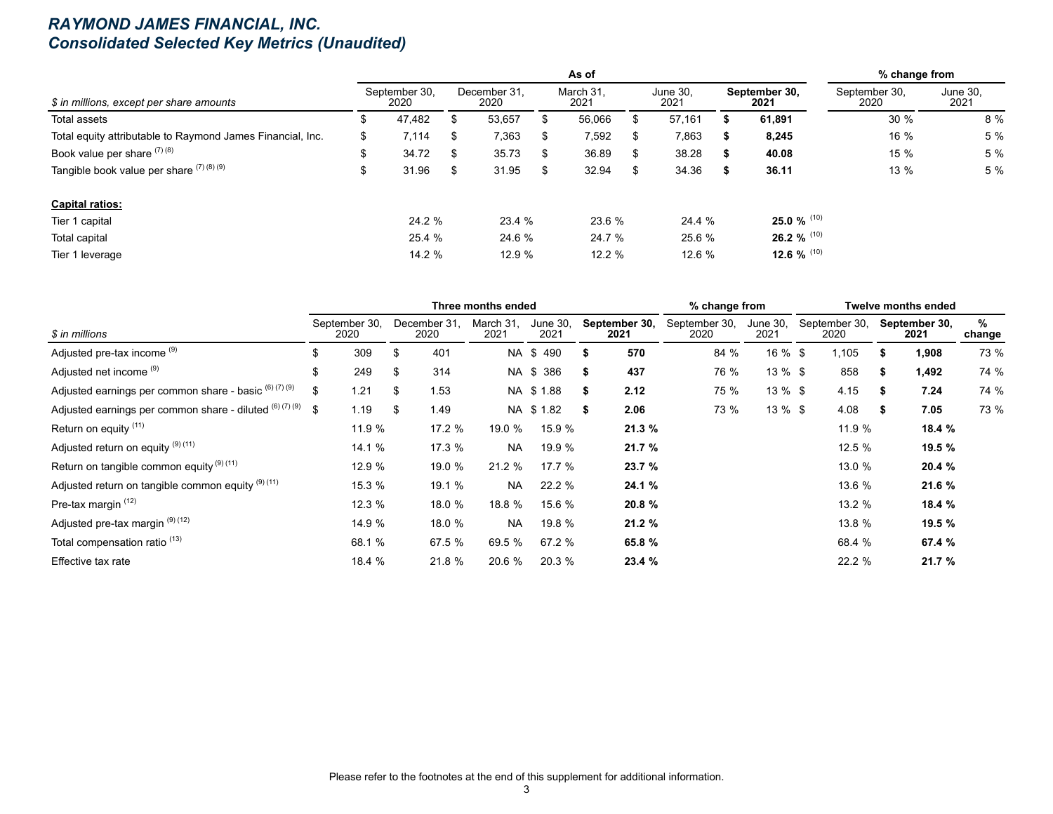# *RAYMOND JAMES FINANCIAL, INC.*
# *Consolidated Selected Key Metrics (Unaudited)*

| *$ in millions, except per share amounts* | As of September 30, 2020 | As of December 31, 2020 | As of March 31, 2021 | As of June 30, 2021 | As of **September 30, 2021** | % change from September 30, 2020 | % change from June 30, 2021 |
|---|---|---|---|---|---|---|---|
| Total assets | $ 47,482 | $ 53,657 | $ 56,066 | $ 57,161 | **$ 61,891** | 30 % | 8 % |
| Total equity attributable to Raymond James Financial, Inc. | $ 7,114 | $ 7,363 | $ 7,592 | $ 7,863 | **$ 8,245** | 16 % | 5 % |
| Book value per share [7] [8] | $ 34.72 | $ 35.73 | $ 36.89 | $ 38.28 | **$ 40.08** | 15 % | 5 % |
| Tangible book value per share [7] [8] [9] | $ 31.96 | $ 31.95 | $ 32.94 | $ 34.36 | **$ 36.11** | 13 % | 5 % |
| **Capital ratios:** | | | | | | | |
| Tier 1 capital | 24.2 % | 23.4 % | 23.6 % | 24.4 % | **25.0 %** [10] | | |
| Total capital | 25.4 % | 24.6 % | 24.7 % | 25.6 % | **26.2 %** [10] | | |
| Tier 1 leverage | 14.2 % | 12.9 % | 12.2 % | 12.6 % | **12.6 %** [10] | | |

| *$ in millions* | Three months ended September 30, 2020 | Three months ended December 31, 2020 | Three months ended March 31, 2021 | Three months ended June 30, 2021 | Three months ended **September 30, 2021** | % change from September 30, 2020 | % change from June 30, 2021 | Twelve months ended September 30, 2020 | Twelve months ended **September 30, 2021** | % change |
|---|---|---|---|---|---|---|---|---|---|---|
| Adjusted pre-tax income [9] | $ 309 | $ 401 | NA | $ 490 | **$ 570** | 84 % | 16 % | $ 1,105 | **$ 1,908** | 73 % |
| Adjusted net income [9] | $ 249 | $ 314 | NA | $ 386 | **$ 437** | 76 % | 13 % | $ 858 | **$ 1,492** | 74 % |
| Adjusted earnings per common share - basic [6] [7] [9] | $ 1.21 | $ 1.53 | NA | $ 1.88 | **$ 2.12** | 75 % | 13 % | $ 4.15 | **$ 7.24** | 74 % |
| Adjusted earnings per common share - diluted [6] [7] [9] | $ 1.19 | $ 1.49 | NA | $ 1.82 | **$ 2.06** | 73 % | 13 % | $ 4.08 | **$ 7.05** | 73 % |
| Return on equity [11] | 11.9 % | 17.2 % | 19.0 % | 15.9 % | **21.3 %** | | | 11.9 % | **18.4 %** | |
| Adjusted return on equity [9] [11] | 14.1 % | 17.3 % | NA | 19.9 % | **21.7 %** | | | 12.5 % | **19.5 %** | |
| Return on tangible common equity [9] [11] | 12.9 % | 19.0 % | 21.2 % | 17.7 % | **23.7 %** | | | 13.0 % | **20.4 %** | |
| Adjusted return on tangible common equity [9] [11] | 15.3 % | 19.1 % | NA | 22.2 % | **24.1 %** | | | 13.6 % | **21.6 %** | |
| Pre-tax margin [12] | 12.3 % | 18.0 % | 18.8 % | 15.6 % | **20.8 %** | | | 13.2 % | **18.4 %** | |
| Adjusted pre-tax margin [9] [12] | 14.9 % | 18.0 % | NA | 19.8 % | **21.2 %** | | | 13.8 % | **19.5 %** | |
| Total compensation ratio [13] | 68.1 % | 67.5 % | 69.5 % | 67.2 % | **65.8 %** | | | 68.4 % | **67.4 %** | |
| Effective tax rate | 18.4 % | 21.8 % | 20.6 % | 20.3 % | **23.4 %** | | | 22.2 % | **21.7 %** | |

Please refer to the footnotes at the end of this supplement for additional information.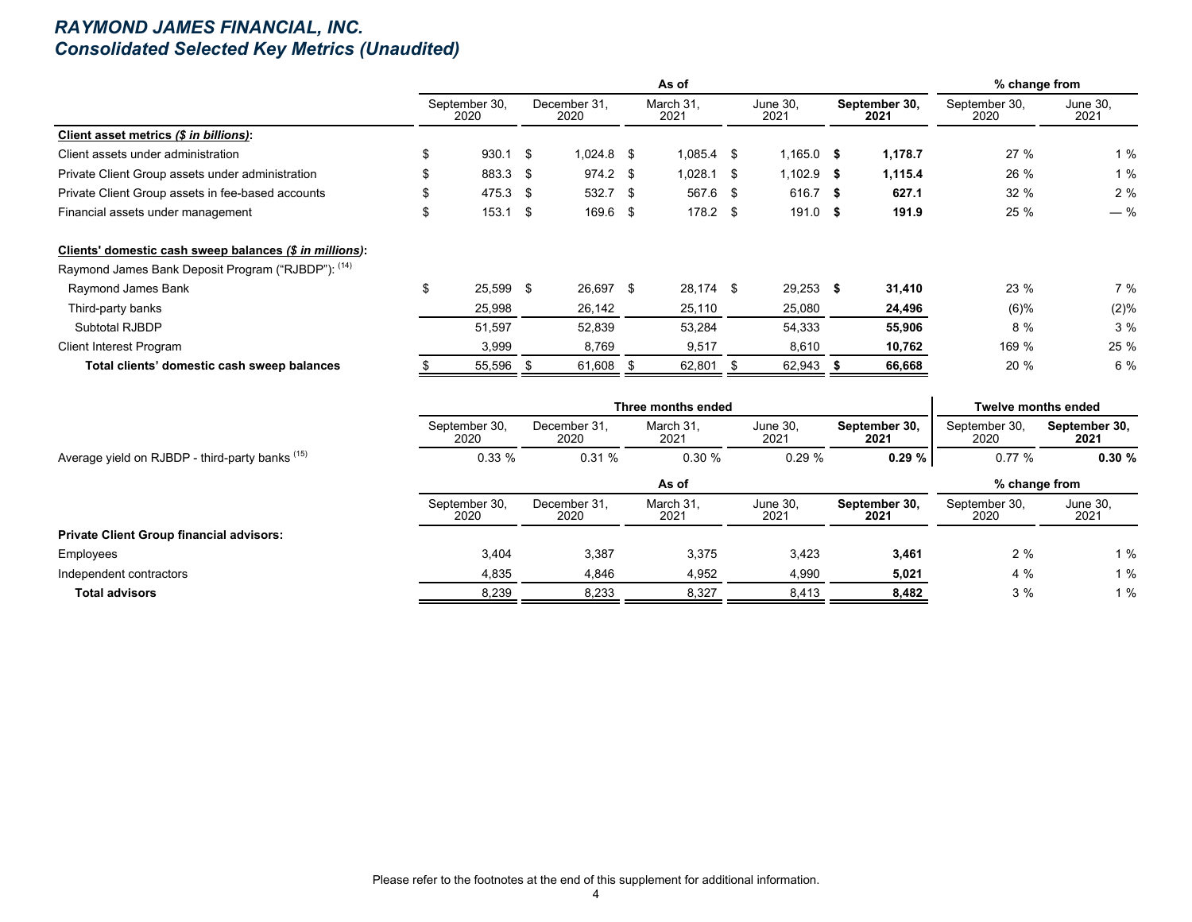# *RAYMOND JAMES FINANCIAL, INC.*
## *Consolidated Selected Key Metrics (Unaudited)*

| | As of | | | | | % change from | |
|---|---|---|---|---|---|---|---|
| | September 30, 2020 | December 31, 2020 | March 31, 2021 | June 30, 2021 | **September 30, 2021** | September 30, 2020 | June 30, 2021 |
| **Client asset metrics *($ in billions)*:** | | | | | | | |
| Client assets under administration | $ 930.1 | $ 1,024.8 | $ 1,085.4 | $ 1,165.0 | **$ 1,178.7** | 27 % | 1 % |
| Private Client Group assets under administration | $ 883.3 | $ 974.2 | $ 1,028.1 | $ 1,102.9 | **$ 1,115.4** | 26 % | 1 % |
| Private Client Group assets in fee-based accounts | $ 475.3 | $ 532.7 | $ 567.6 | $ 616.7 | **$ 627.1** | 32 % | 2 % |
| Financial assets under management | $ 153.1 | $ 169.6 | $ 178.2 | $ 191.0 | **$ 191.9** | 25 % | — % |
| | | | | | | | |
| **Clients' domestic cash sweep balances *($ in millions)*:** | | | | | | | |
| Raymond James Bank Deposit Program ("RJBDP"): (14) | | | | | | | |
| Raymond James Bank | $ 25,599 | $ 26,697 | $ 28,174 | $ 29,253 | **$ 31,410** | 23 % | 7 % |
| Third-party banks | 25,998 | 26,142 | 25,110 | 25,080 | **24,496** | (6)% | (2)% |
| Subtotal RJBDP | 51,597 | 52,839 | 53,284 | 54,333 | **55,906** | 8 % | 3 % |
| Client Interest Program | 3,999 | 8,769 | 9,517 | 8,610 | **10,762** | 169 % | 25 % |
| **Total clients' domestic cash sweep balances** | $ 55,596 | $ 61,608 | $ 62,801 | $ 62,943 | **$ 66,668** | 20 % | 6 % |

| | Three months ended | | | | | Twelve months ended | |
|---|---|---|---|---|---|---|---|
| | September 30, 2020 | December 31, 2020 | March 31, 2021 | June 30, 2021 | **September 30, 2021** | September 30, 2020 | **September 30, 2021** |
| Average yield on RJBDP - third-party banks (15) | 0.33 % | 0.31 % | 0.30 % | 0.29 % | **0.29 %** | 0.77 % | **0.30 %** |

| | As of | | | | | % change from | |
|---|---|---|---|---|---|---|---|
| | September 30, 2020 | December 31, 2020 | March 31, 2021 | June 30, 2021 | **September 30, 2021** | September 30, 2020 | June 30, 2021 |
| **Private Client Group financial advisors:** | | | | | | | |
| Employees | 3,404 | 3,387 | 3,375 | 3,423 | **3,461** | 2 % | 1 % |
| Independent contractors | 4,835 | 4,846 | 4,952 | 4,990 | **5,021** | 4 % | 1 % |
| **Total advisors** | 8,239 | 8,233 | 8,327 | 8,413 | **8,482** | 3 % | 1 % |

Please refer to the footnotes at the end of this supplement for additional information.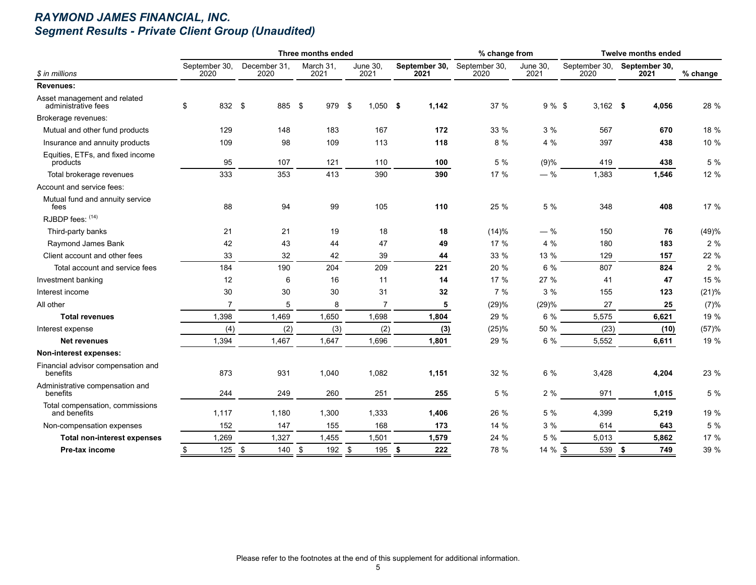# RAYMOND JAMES FINANCIAL, INC.
## Segment Results - Private Client Group (Unaudited)

| $ in millions | Three months ended | | | | | % change from | | Twelve months ended | | |
|---|---|---|---|---|---|---|---|---|---|---|
| | September 30, 2020 | December 31, 2020 | March 31, 2021 | June 30, 2021 | **September 30, 2021** | September 30, 2020 | June 30, 2021 | September 30, 2020 | **September 30, 2021** | % change |
| **Revenues:** | | | | | | | | | | |
| Asset management and related administrative fees | $ 832 | $ 885 | $ 979 | $ 1,050 | **$ 1,142** | 37 % | 9 % | $ 3,162 | **$ 4,056** | 28 % |
| Brokerage revenues: | | | | | | | | | | |
| Mutual and other fund products | 129 | 148 | 183 | 167 | **172** | 33 % | 3 % | 567 | **670** | 18 % |
| Insurance and annuity products | 109 | 98 | 109 | 113 | **118** | 8 % | 4 % | 397 | **438** | 10 % |
| Equities, ETFs, and fixed income products | 95 | 107 | 121 | 110 | **100** | 5 % | (9)% | 419 | **438** | 5 % |
| Total brokerage revenues | 333 | 353 | 413 | 390 | **390** | 17 % | — % | 1,383 | **1,546** | 12 % |
| Account and service fees: | | | | | | | | | | |
| Mutual fund and annuity service fees | 88 | 94 | 99 | 105 | **110** | 25 % | 5 % | 348 | **408** | 17 % |
| RJBDP fees: [14] | | | | | | | | | | |
| Third-party banks | 21 | 21 | 19 | 18 | **18** | (14)% | — % | 150 | **76** | (49)% |
| Raymond James Bank | 42 | 43 | 44 | 47 | **49** | 17 % | 4 % | 180 | **183** | 2 % |
| Client account and other fees | 33 | 32 | 42 | 39 | **44** | 33 % | 13 % | 129 | **157** | 22 % |
| Total account and service fees | 184 | 190 | 204 | 209 | **221** | 20 % | 6 % | 807 | **824** | 2 % |
| Investment banking | 12 | 6 | 16 | 11 | **14** | 17 % | 27 % | 41 | **47** | 15 % |
| Interest income | 30 | 30 | 30 | 31 | **32** | 7 % | 3 % | 155 | **123** | (21)% |
| All other | 7 | 5 | 8 | 7 | **5** | (29)% | (29)% | 27 | **25** | (7)% |
| **Total revenues** | 1,398 | 1,469 | 1,650 | 1,698 | **1,804** | 29 % | 6 % | 5,575 | **6,621** | 19 % |
| Interest expense | (4) | (2) | (3) | (2) | **(3)** | (25)% | 50 % | (23) | **(10)** | (57)% |
| **Net revenues** | 1,394 | 1,467 | 1,647 | 1,696 | **1,801** | 29 % | 6 % | 5,552 | **6,611** | 19 % |
| **Non-interest expenses:** | | | | | | | | | | |
| Financial advisor compensation and benefits | 873 | 931 | 1,040 | 1,082 | **1,151** | 32 % | 6 % | 3,428 | **4,204** | 23 % |
| Administrative compensation and benefits | 244 | 249 | 260 | 251 | **255** | 5 % | 2 % | 971 | **1,015** | 5 % |
| Total compensation, commissions and benefits | 1,117 | 1,180 | 1,300 | 1,333 | **1,406** | 26 % | 5 % | 4,399 | **5,219** | 19 % |
| Non-compensation expenses | 152 | 147 | 155 | 168 | **173** | 14 % | 3 % | 614 | **643** | 5 % |
| **Total non-interest expenses** | 1,269 | 1,327 | 1,455 | 1,501 | **1,579** | 24 % | 5 % | 5,013 | **5,862** | 17 % |
| **Pre-tax income** | $ 125 | $ 140 | $ 192 | $ 195 | **$ 222** | 78 % | 14 % | $ 539 | **$ 749** | 39 % |

Please refer to the footnotes at the end of this supplement for additional information.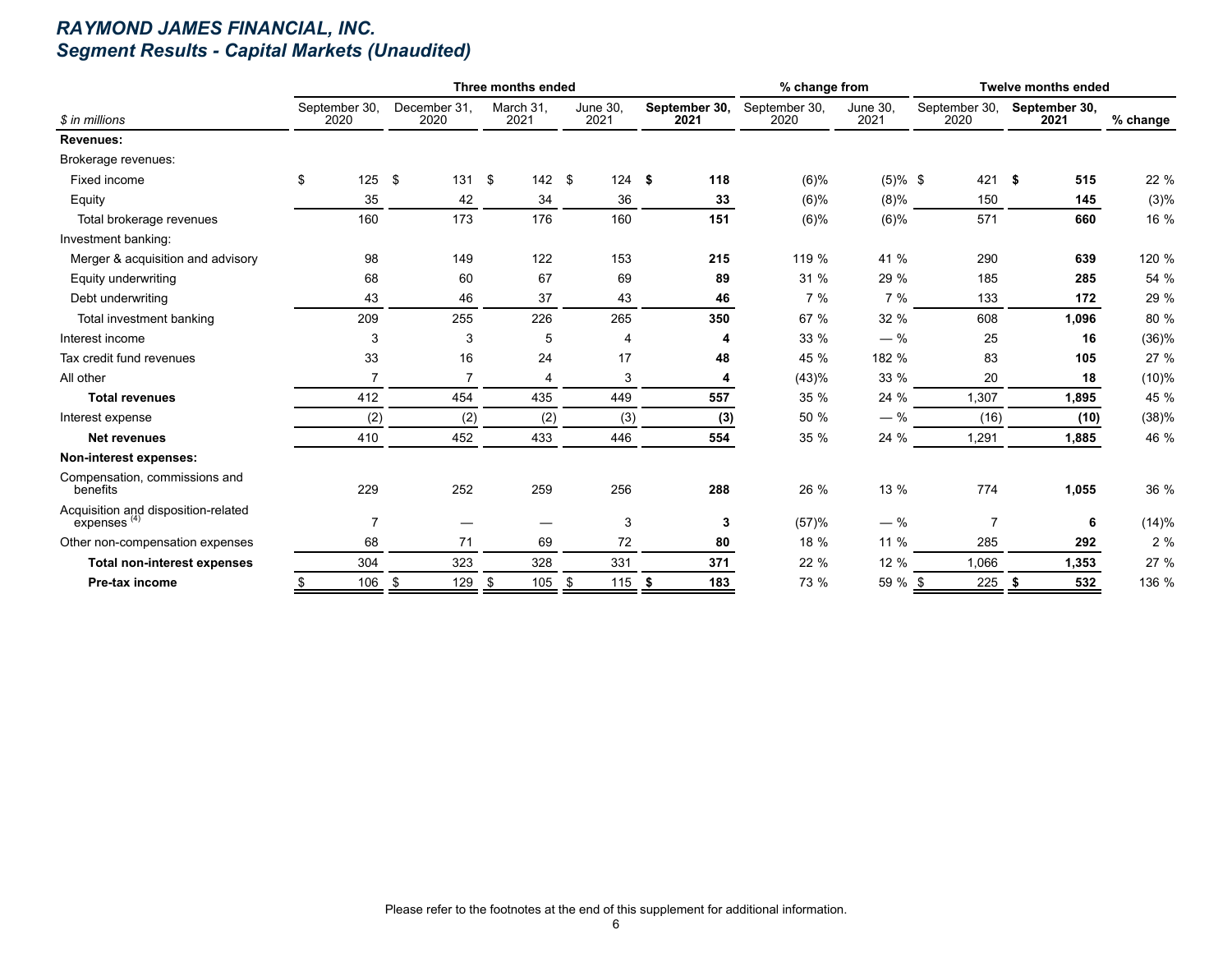# *RAYMOND JAMES FINANCIAL, INC.*
## *Segment Results - Capital Markets (Unaudited)*

| | Three months ended | | | | | % change from | | Twelve months ended | | |
|---|---|---|---|---|---|---|---|---|---|---|
| *$ in millions* | September 30, 2020 | December 31, 2020 | March 31, 2021 | June 30, 2021 | **September 30, 2021** | September 30, 2020 | June 30, 2021 | September 30, 2020 | **September 30, 2021** | **% change** |
| **Revenues:** | | | | | | | | | | |
| Brokerage revenues: | | | | | | | | | | |
| Fixed income | $ 125 | $ 131 | $ 142 | $ 124 | **$ 118** | (6)% | (5)% | $ 421 | **$ 515** | 22 % |
| Equity | 35 | 42 | 34 | 36 | **33** | (6)% | (8)% | 150 | **145** | (3)% |
| Total brokerage revenues | 160 | 173 | 176 | 160 | **151** | (6)% | (6)% | 571 | **660** | 16 % |
| Investment banking: | | | | | | | | | | |
| Merger & acquisition and advisory | 98 | 149 | 122 | 153 | **215** | 119 % | 41 % | 290 | **639** | 120 % |
| Equity underwriting | 68 | 60 | 67 | 69 | **89** | 31 % | 29 % | 185 | **285** | 54 % |
| Debt underwriting | 43 | 46 | 37 | 43 | **46** | 7 % | 7 % | 133 | **172** | 29 % |
| Total investment banking | 209 | 255 | 226 | 265 | **350** | 67 % | 32 % | 608 | **1,096** | 80 % |
| Interest income | 3 | 3 | 5 | 4 | **4** | 33 % | — % | 25 | **16** | (36)% |
| Tax credit fund revenues | 33 | 16 | 24 | 17 | **48** | 45 % | 182 % | 83 | **105** | 27 % |
| All other | 7 | 7 | 4 | 3 | **4** | (43)% | 33 % | 20 | **18** | (10)% |
| **Total revenues** | 412 | 454 | 435 | 449 | **557** | 35 % | 24 % | 1,307 | **1,895** | 45 % |
| Interest expense | (2) | (2) | (2) | (3) | **(3)** | 50 % | — % | (16) | **(10)** | (38)% |
| **Net revenues** | 410 | 452 | 433 | 446 | **554** | 35 % | 24 % | 1,291 | **1,885** | 46 % |
| **Non-interest expenses:** | | | | | | | | | | |
| Compensation, commissions and benefits | 229 | 252 | 259 | 256 | **288** | 26 % | 13 % | 774 | **1,055** | 36 % |
| Acquisition and disposition-related expenses [4] | 7 | — | — | 3 | **3** | (57)% | — % | 7 | **6** | (14)% |
| Other non-compensation expenses | 68 | 71 | 69 | 72 | **80** | 18 % | 11 % | 285 | **292** | 2 % |
| **Total non-interest expenses** | 304 | 323 | 328 | 331 | **371** | 22 % | 12 % | 1,066 | **1,353** | 27 % |
| **Pre-tax income** | $ 106 | $ 129 | $ 105 | $ 115 | **$ 183** | 73 % | 59 % | $ 225 | **$ 532** | 136 % |

Please refer to the footnotes at the end of this supplement for additional information.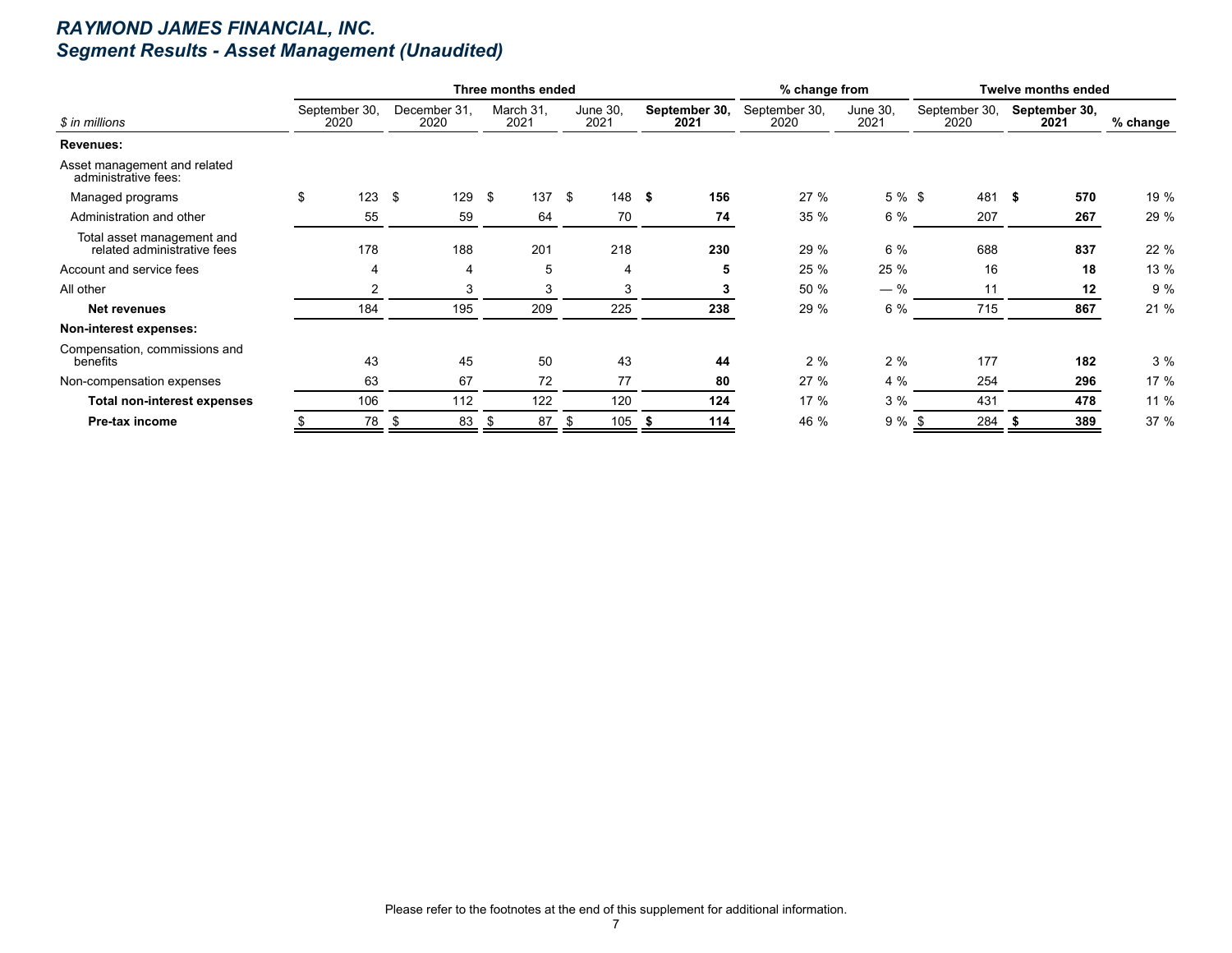# RAYMOND JAMES FINANCIAL, INC.
## Segment Results - Asset Management (Unaudited)

| | Three months ended | | | | | % change from | | Twelve months ended | | |
|---|---|---|---|---|---|---|---|---|---|---|
| $ in millions | September 30, 2020 | December 31, 2020 | March 31, 2021 | June 30, 2021 | **September 30, 2021** | September 30, 2020 | June 30, 2021 | September 30, 2020 | **September 30, 2021** | % change |
| **Revenues:** | | | | | | | | | | |
| Asset management and related administrative fees: | | | | | | | | | | |
| Managed programs | $ 123 | $ 129 | $ 137 | $ 148 | **$ 156** | 27 % | 5 % | $ 481 | **$ 570** | 19 % |
| Administration and other | 55 | 59 | 64 | 70 | **74** | 35 % | 6 % | 207 | **267** | 29 % |
| Total asset management and related administrative fees | 178 | 188 | 201 | 218 | **230** | 29 % | 6 % | 688 | **837** | 22 % |
| Account and service fees | 4 | 4 | 5 | 4 | **5** | 25 % | 25 % | 16 | **18** | 13 % |
| All other | 2 | 3 | 3 | 3 | **3** | 50 % | — % | 11 | **12** | 9 % |
| **Net revenues** | 184 | 195 | 209 | 225 | **238** | 29 % | 6 % | 715 | **867** | 21 % |
| **Non-interest expenses:** | | | | | | | | | | |
| Compensation, commissions and benefits | 43 | 45 | 50 | 43 | **44** | 2 % | 2 % | 177 | **182** | 3 % |
| Non-compensation expenses | 63 | 67 | 72 | 77 | **80** | 27 % | 4 % | 254 | **296** | 17 % |
| **Total non-interest expenses** | 106 | 112 | 122 | 120 | **124** | 17 % | 3 % | 431 | **478** | 11 % |
| **Pre-tax income** | $ 78 | $ 83 | $ 87 | $ 105 | **$ 114** | 46 % | 9 % | $ 284 | **$ 389** | 37 % |

Please refer to the footnotes at the end of this supplement for additional information.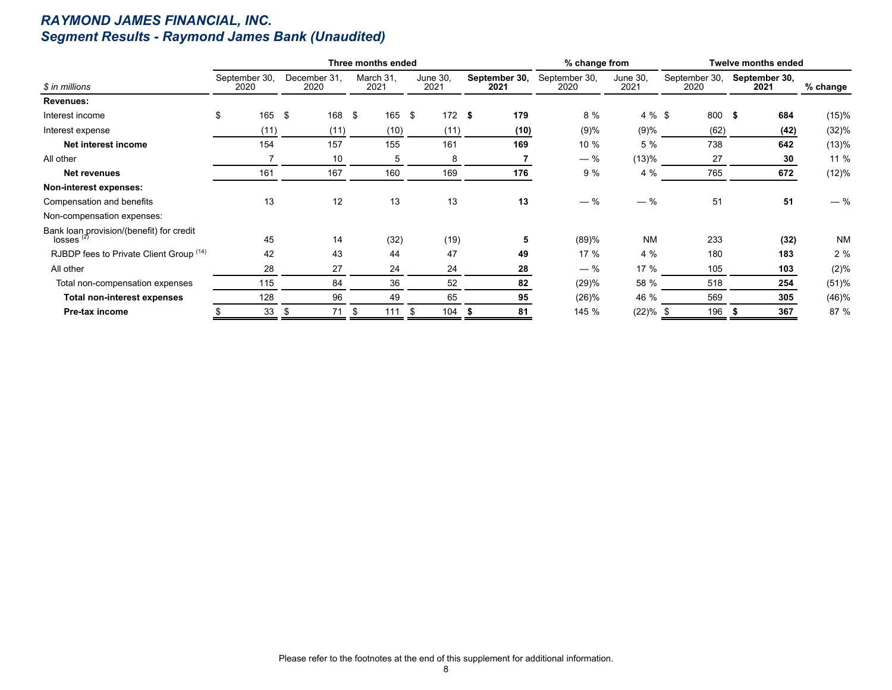# RAYMOND JAMES FINANCIAL, INC.
## Segment Results - Raymond James Bank (Unaudited)

| | Three months ended | | | | | % change from | | Twelve months ended | | |
|---|---|---|---|---|---|---|---|---|---|---|
| $ in millions | September 30, 2020 | December 31, 2020 | March 31, 2021 | June 30, 2021 | **September 30, 2021** | September 30, 2020 | June 30, 2021 | September 30, 2020 | **September 30, 2021** | % change |
| **Revenues:** | | | | | | | | | | |
| Interest income | $ 165 | $ 168 | $ 165 | $ 172 | **$ 179** | 8 % | 4 % | $ 800 | **$ 684** | (15)% |
| Interest expense | (11) | (11) | (10) | (11) | **(10)** | (9)% | (9)% | (62) | **(42)** | (32)% |
| **Net interest income** | 154 | 157 | 155 | 161 | **169** | 10 % | 5 % | 738 | **642** | (13)% |
| All other | 7 | 10 | 5 | 8 | **7** | — % | (13)% | 27 | **30** | 11 % |
| **Net revenues** | 161 | 167 | 160 | 169 | **176** | 9 % | 4 % | 765 | **672** | (12)% |
| **Non-interest expenses:** | | | | | | | | | | |
| Compensation and benefits | 13 | 12 | 13 | 13 | **13** | — % | — % | 51 | **51** | — % |
| Non-compensation expenses: | | | | | | | | | | |
| Bank loan provision/(benefit) for credit losses [2] | 45 | 14 | (32) | (19) | **5** | (89)% | NM | 233 | **(32)** | NM |
| RJBDP fees to Private Client Group [14] | 42 | 43 | 44 | 47 | **49** | 17 % | 4 % | 180 | **183** | 2 % |
| All other | 28 | 27 | 24 | 24 | **28** | — % | 17 % | 105 | **103** | (2)% |
| Total non-compensation expenses | 115 | 84 | 36 | 52 | **82** | (29)% | 58 % | 518 | **254** | (51)% |
| **Total non-interest expenses** | 128 | 96 | 49 | 65 | **95** | (26)% | 46 % | 569 | **305** | (46)% |
| **Pre-tax income** | $ 33 | $ 71 | $ 111 | $ 104 | **$ 81** | 145 % | (22)% | $ 196 | **$ 367** | 87 % |

Please refer to the footnotes at the end of this supplement for additional information.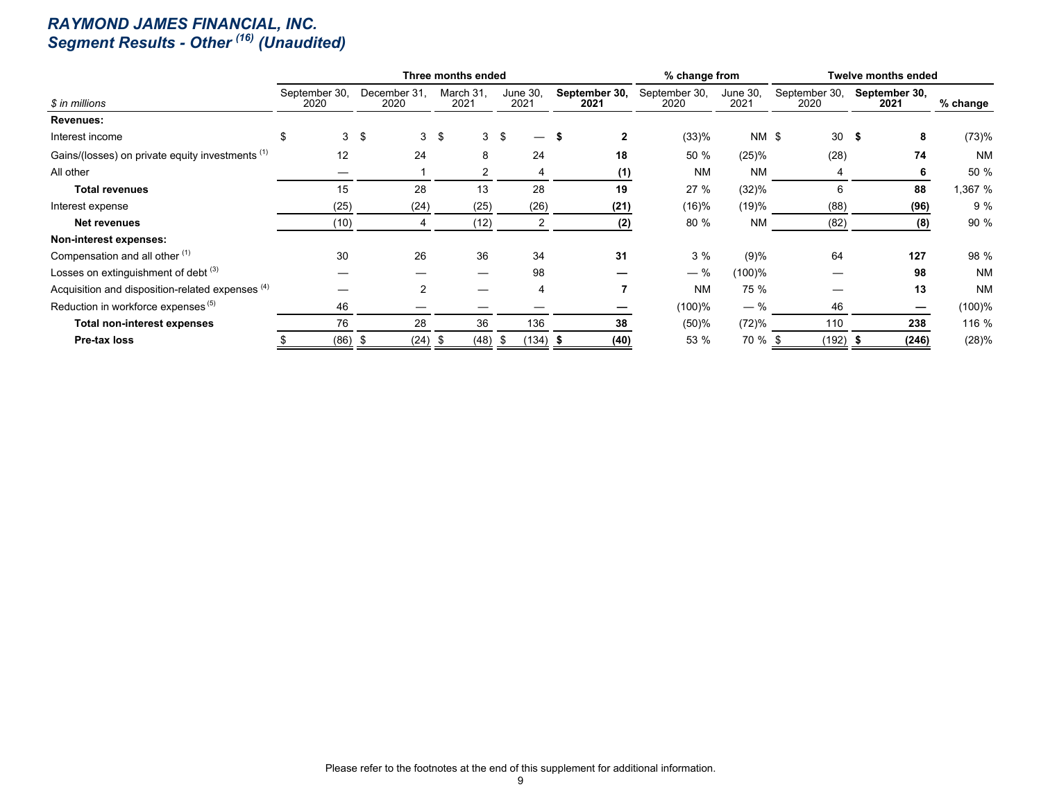# RAYMOND JAMES FINANCIAL, INC.
## Segment Results - Other [16] (Unaudited)

| $ in millions | Three months ended | | | | | % change from | | Twelve months ended | | |
|---|---|---|---|---|---|---|---|---|---|---|
| | September 30, 2020 | December 31, 2020 | March 31, 2021 | June 30, 2021 | **September 30, 2021** | September 30, 2020 | June 30, 2021 | September 30, 2020 | **September 30, 2021** | % change |
| **Revenues:** | | | | | | | | | | |
| Interest income | $ 3 | $ 3 | $ 3 | $ — | **$ 2** | (33)% | NM | $ 30 | **$ 8** | (73)% |
| Gains/(losses) on private equity investments [1] | 12 | 24 | 8 | 24 | **18** | 50 % | (25)% | (28) | **74** | NM |
| All other | — | 1 | 2 | 4 | **(1)** | NM | NM | 4 | **6** | 50 % |
| **Total revenues** | 15 | 28 | 13 | 28 | **19** | 27 % | (32)% | 6 | **88** | 1,367 % |
| Interest expense | (25) | (24) | (25) | (26) | **(21)** | (16)% | (19)% | (88) | **(96)** | 9 % |
| **Net revenues** | (10) | 4 | (12) | 2 | **(2)** | 80 % | NM | (82) | **(8)** | 90 % |
| **Non-interest expenses:** | | | | | | | | | | |
| Compensation and all other [1] | 30 | 26 | 36 | 34 | **31** | 3 % | (9)% | 64 | **127** | 98 % |
| Losses on extinguishment of debt [3] | — | — | — | 98 | **—** | — % | (100)% | — | **98** | NM |
| Acquisition and disposition-related expenses [4] | — | 2 | — | 4 | **7** | NM | 75 % | — | **13** | NM |
| Reduction in workforce expenses [5] | 46 | — | — | — | **—** | (100)% | — % | 46 | **—** | (100)% |
| **Total non-interest expenses** | 76 | 28 | 36 | 136 | **38** | (50)% | (72)% | 110 | **238** | 116 % |
| **Pre-tax loss** | $ (86) | $ (24) | $ (48) | $ (134) | **$ (40)** | 53 % | 70 % | $ (192) | **$ (246)** | (28)% |

Please refer to the footnotes at the end of this supplement for additional information.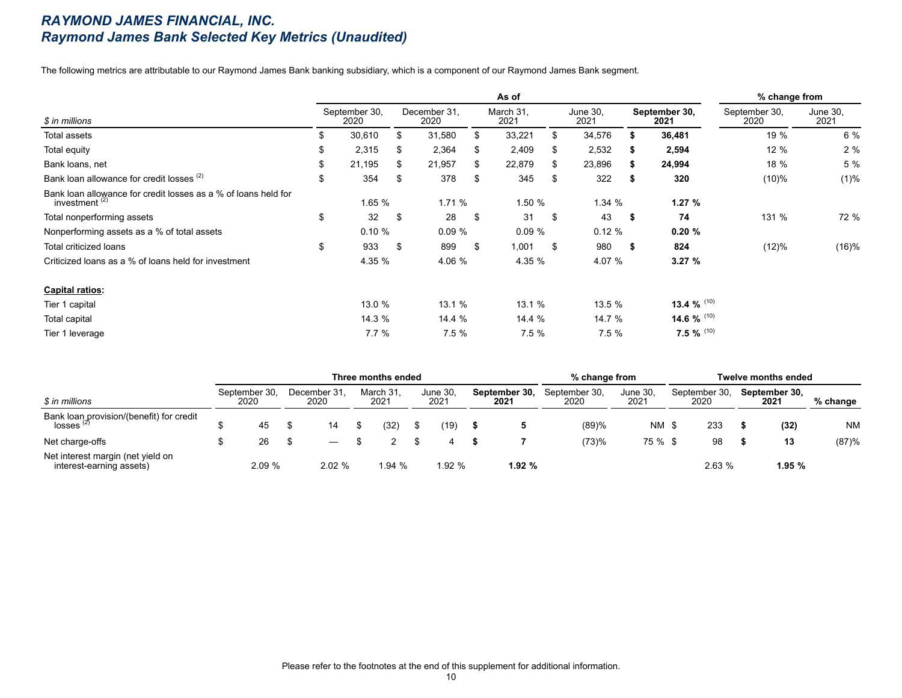# *RAYMOND JAMES FINANCIAL, INC.*
## *Raymond James Bank Selected Key Metrics (Unaudited)*

The following metrics are attributable to our Raymond James Bank banking subsidiary, which is a component of our Raymond James Bank segment.

| | As of | | | | | % change from | |
|---|---|---|---|---|---|---|---|
| *$ in millions* | September 30, 2020 | December 31, 2020 | March 31, 2021 | June 30, 2021 | **September 30, 2021** | September 30, 2020 | June 30, 2021 |
| Total assets | $ 30,610 | $ 31,580 | $ 33,221 | $ 34,576 | **$ 36,481** | 19 % | 6 % |
| Total equity | $ 2,315 | $ 2,364 | $ 2,409 | $ 2,532 | **$ 2,594** | 12 % | 2 % |
| Bank loans, net | $ 21,195 | $ 21,957 | $ 22,879 | $ 23,896 | **$ 24,994** | 18 % | 5 % |
| Bank loan allowance for credit losses [(2)] | $ 354 | $ 378 | $ 345 | $ 322 | **$ 320** | (10)% | (1)% |
| Bank loan allowance for credit losses as a % of loans held for investment [(2)] | 1.65 % | 1.71 % | 1.50 % | 1.34 % | **1.27 %** | | |
| Total nonperforming assets | $ 32 | $ 28 | $ 31 | $ 43 | **$ 74** | 131 % | 72 % |
| Nonperforming assets as a % of total assets | 0.10 % | 0.09 % | 0.09 % | 0.12 % | **0.20 %** | | |
| Total criticized loans | $ 933 | $ 899 | $ 1,001 | $ 980 | **$ 824** | (12)% | (16)% |
| Criticized loans as a % of loans held for investment | 4.35 % | 4.06 % | 4.35 % | 4.07 % | **3.27 %** | | |
| **Capital ratios:** | | | | | | | |
| Tier 1 capital | 13.0 % | 13.1 % | 13.1 % | 13.5 % | **13.4 %** [(10)] | | |
| Total capital | 14.3 % | 14.4 % | 14.4 % | 14.7 % | **14.6 %** [(10)] | | |
| Tier 1 leverage | 7.7 % | 7.5 % | 7.5 % | 7.5 % | **7.5 %** [(10)] | | |

| | Three months ended | | | | | % change from | | Twelve months ended | | |
|---|---|---|---|---|---|---|---|---|---|---|
| *$ in millions* | September 30, 2020 | December 31, 2020 | March 31, 2021 | June 30, 2021 | **September 30, 2021** | September 30, 2020 | June 30, 2021 | September 30, 2020 | **September 30, 2021** | % change |
| Bank loan provision/(benefit) for credit losses [(2)] | $ 45 | $ 14 | $ (32) | $ (19) | **$ 5** | (89)% | NM | $ 233 | **$ (32)** | NM |
| Net charge-offs | $ 26 | $ — | $ 2 | $ 4 | **$ 7** | (73)% | 75 % | $ 98 | **$ 13** | (87)% |
| Net interest margin (net yield on interest-earning assets) | 2.09 % | 2.02 % | 1.94 % | 1.92 % | **1.92 %** | | | 2.63 % | **1.95 %** | |

Please refer to the footnotes at the end of this supplement for additional information.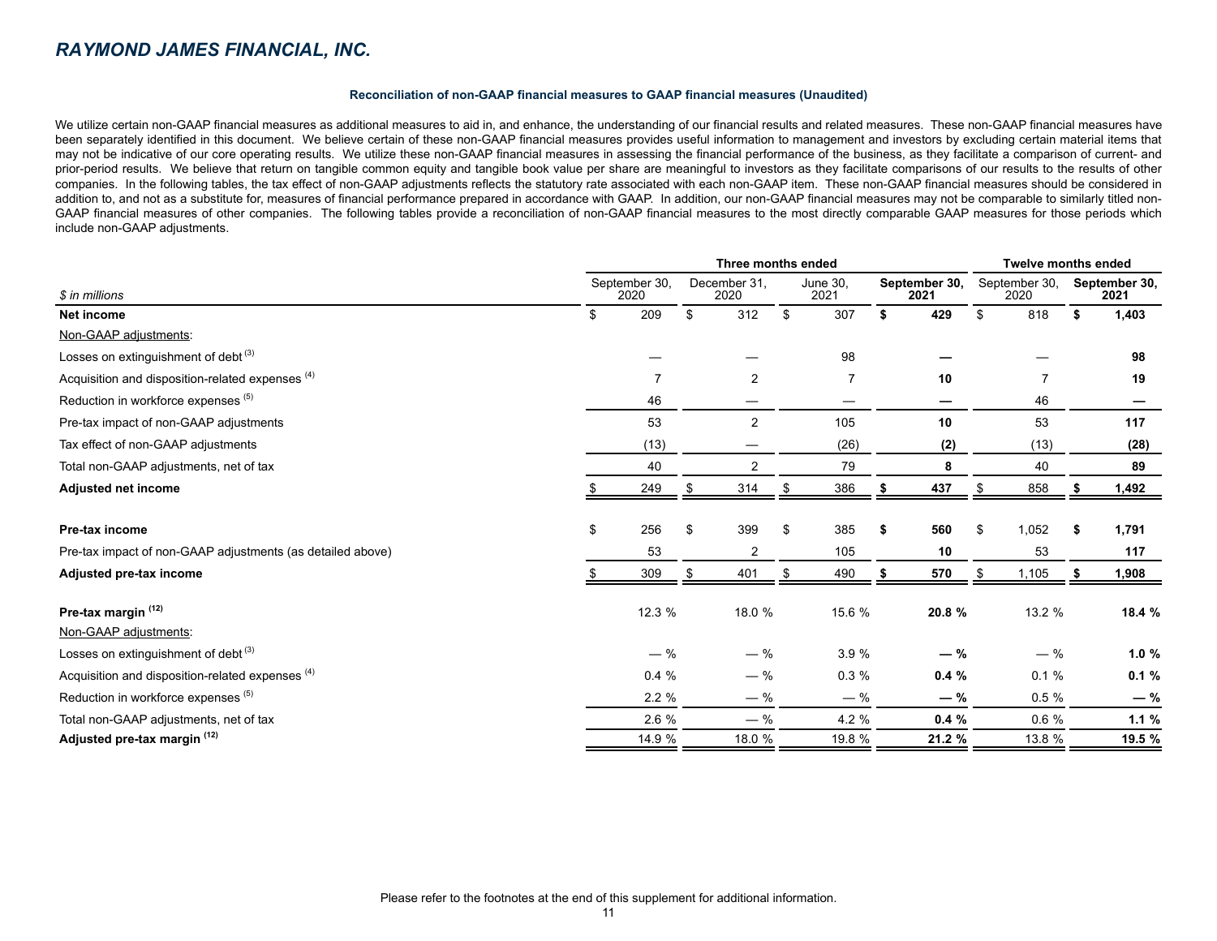## RAYMOND JAMES FINANCIAL, INC.

### Reconciliation of non-GAAP financial measures to GAAP financial measures (Unaudited)

We utilize certain non-GAAP financial measures as additional measures to aid in, and enhance, the understanding of our financial results and related measures. These non-GAAP financial measures have been separately identified in this document. We believe certain of these non-GAAP financial measures provides useful information to management and investors by excluding certain material items that may not be indicative of our core operating results. We utilize these non-GAAP financial measures in assessing the financial performance of the business, as they facilitate a comparison of current- and prior-period results. We believe that return on tangible common equity and tangible book value per share are meaningful to investors as they facilitate comparisons of our results to the results of other companies. In the following tables, the tax effect of non-GAAP adjustments reflects the statutory rate associated with each non-GAAP item. These non-GAAP financial measures should be considered in addition to, and not as a substitute for, measures of financial performance prepared in accordance with GAAP. In addition, our non-GAAP financial measures may not be comparable to similarly titled non-GAAP financial measures of other companies. The following tables provide a reconciliation of non-GAAP financial measures to the most directly comparable GAAP measures for those periods which include non-GAAP adjustments.

| | Three months ended | | | | Twelve months ended | |
|---|---|---|---|---|---|---|
| *$ in millions* | September 30, 2020 | December 31, 2020 | June 30, 2021 | **September 30, 2021** | September 30, 2020 | **September 30, 2021** |
| **Net income** | $ 209 | $ 312 | $ 307 | **$ 429** | $ 818 | **$ 1,403** |
| Non-GAAP adjustments: | | | | | | |
| Losses on extinguishment of debt [3] | — | — | 98 | **—** | — | **98** |
| Acquisition and disposition-related expenses [4] | 7 | 2 | 7 | **10** | 7 | **19** |
| Reduction in workforce expenses [5] | 46 | — | — | **—** | 46 | **—** |
| Pre-tax impact of non-GAAP adjustments | 53 | 2 | 105 | **10** | 53 | **117** |
| Tax effect of non-GAAP adjustments | (13) | — | (26) | **(2)** | (13) | **(28)** |
| Total non-GAAP adjustments, net of tax | 40 | 2 | 79 | **8** | 40 | **89** |
| **Adjusted net income** | $ 249 | $ 314 | $ 386 | **$ 437** | $ 858 | **$ 1,492** |
| | | | | | | |
| **Pre-tax income** | $ 256 | $ 399 | $ 385 | **$ 560** | $ 1,052 | **$ 1,791** |
| Pre-tax impact of non-GAAP adjustments (as detailed above) | 53 | 2 | 105 | **10** | 53 | **117** |
| **Adjusted pre-tax income** | $ 309 | $ 401 | $ 490 | **$ 570** | $ 1,105 | **$ 1,908** |
| | | | | | | |
| **Pre-tax margin [12]** | 12.3 % | 18.0 % | 15.6 % | **20.8 %** | 13.2 % | **18.4 %** |
| Non-GAAP adjustments: | | | | | | |
| Losses on extinguishment of debt [3] | — % | — % | 3.9 % | **— %** | — % | **1.0 %** |
| Acquisition and disposition-related expenses [4] | 0.4 % | — % | 0.3 % | **0.4 %** | 0.1 % | **0.1 %** |
| Reduction in workforce expenses [5] | 2.2 % | — % | — % | **— %** | 0.5 % | **— %** |
| Total non-GAAP adjustments, net of tax | 2.6 % | — % | 4.2 % | **0.4 %** | 0.6 % | **1.1 %** |
| **Adjusted pre-tax margin [12]** | 14.9 % | 18.0 % | 19.8 % | **21.2 %** | 13.8 % | **19.5 %** |

Please refer to the footnotes at the end of this supplement for additional information.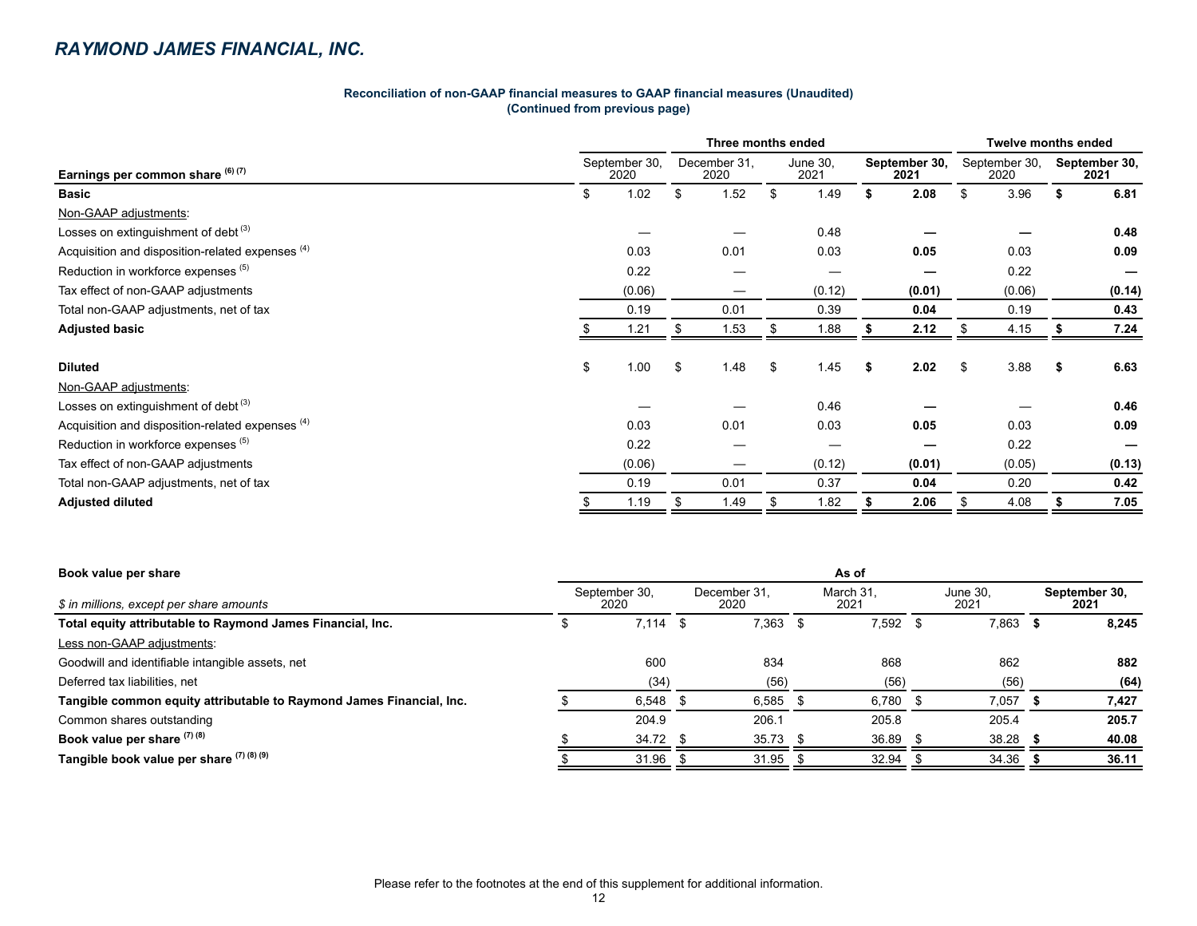## RAYMOND JAMES FINANCIAL, INC.

**Reconciliation of non-GAAP financial measures to GAAP financial measures (Unaudited)**
**(Continued from previous page)**

| Earnings per common share [6] [7] | Three months ended | | | | Twelve months ended | |
|---|---|---|---|---|---|---|
| | September 30, 2020 | December 31, 2020 | June 30, 2021 | **September 30, 2021** | September 30, 2020 | **September 30, 2021** |
| **Basic** | $ 1.02 | $ 1.52 | $ 1.49 | **$ 2.08** | $ 3.96 | **$ 6.81** |
| Non-GAAP adjustments: | | | | | | |
| Losses on extinguishment of debt [3] | — | — | 0.48 | **—** | — | **0.48** |
| Acquisition and disposition-related expenses [4] | 0.03 | 0.01 | 0.03 | **0.05** | 0.03 | **0.09** |
| Reduction in workforce expenses [5] | 0.22 | — | — | **—** | 0.22 | **—** |
| Tax effect of non-GAAP adjustments | (0.06) | — | (0.12) | **(0.01)** | (0.06) | **(0.14)** |
| Total non-GAAP adjustments, net of tax | 0.19 | 0.01 | 0.39 | **0.04** | 0.19 | **0.43** |
| **Adjusted basic** | $ 1.21 | $ 1.53 | $ 1.88 | **$ 2.12** | $ 4.15 | **$ 7.24** |
| | | | | | | |
| **Diluted** | $ 1.00 | $ 1.48 | $ 1.45 | **$ 2.02** | $ 3.88 | **$ 6.63** |
| Non-GAAP adjustments: | | | | | | |
| Losses on extinguishment of debt [3] | — | — | 0.46 | **—** | — | **0.46** |
| Acquisition and disposition-related expenses [4] | 0.03 | 0.01 | 0.03 | **0.05** | 0.03 | **0.09** |
| Reduction in workforce expenses [5] | 0.22 | — | — | **—** | 0.22 | **—** |
| Tax effect of non-GAAP adjustments | (0.06) | — | (0.12) | **(0.01)** | (0.05) | **(0.13)** |
| Total non-GAAP adjustments, net of tax | 0.19 | 0.01 | 0.37 | **0.04** | 0.20 | **0.42** |
| **Adjusted diluted** | $ 1.19 | $ 1.49 | $ 1.82 | **$ 2.06** | $ 4.08 | **$ 7.05** |

| **Book value per share** | As of | | | | |
|---|---|---|---|---|---|
| *$ in millions, except per share amounts* | September 30, 2020 | December 31, 2020 | March 31, 2021 | June 30, 2021 | **September 30, 2021** |
| **Total equity attributable to Raymond James Financial, Inc.** | $ 7,114 | $ 7,363 | $ 7,592 | $ 7,863 | **$ 8,245** |
| Less non-GAAP adjustments: | | | | | |
| Goodwill and identifiable intangible assets, net | 600 | 834 | 868 | 862 | **882** |
| Deferred tax liabilities, net | (34) | (56) | (56) | (56) | **(64)** |
| **Tangible common equity attributable to Raymond James Financial, Inc.** | $ 6,548 | $ 6,585 | $ 6,780 | $ 7,057 | **$ 7,427** |
| Common shares outstanding | 204.9 | 206.1 | 205.8 | 205.4 | **205.7** |
| **Book value per share [7] [8]** | $ 34.72 | $ 35.73 | $ 36.89 | $ 38.28 | **$ 40.08** |
| **Tangible book value per share [7] [8] [9]** | $ 31.96 | $ 31.95 | $ 32.94 | $ 34.36 | **$ 36.11** |

Please refer to the footnotes at the end of this supplement for additional information.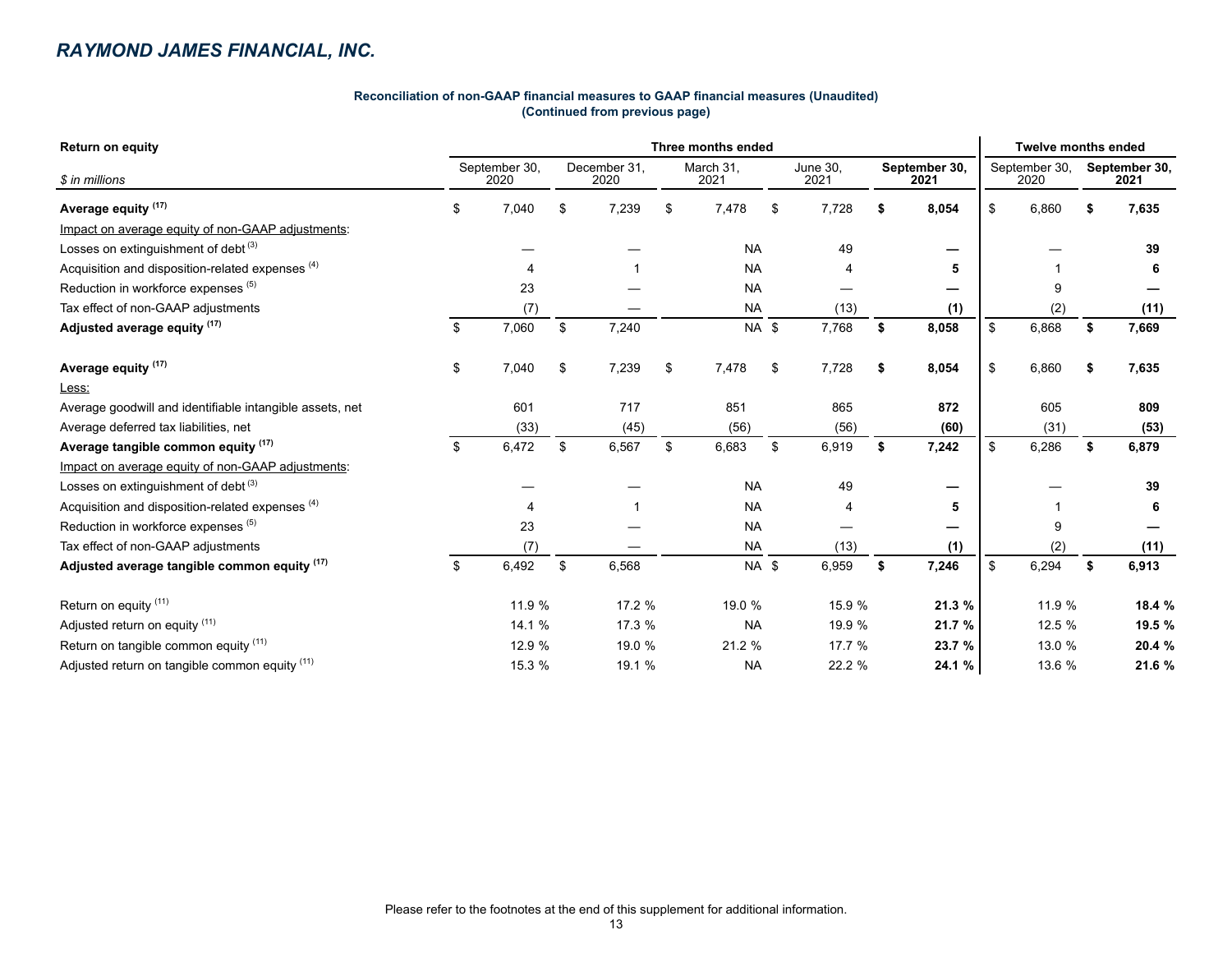## RAYMOND JAMES FINANCIAL, INC.

**Reconciliation of non-GAAP financial measures to GAAP financial measures (Unaudited)**
**(Continued from previous page)**

| Return on equity | Three months ended | | | | | Twelve months ended | |
|---|---|---|---|---|---|---|---|
| *$ in millions* | September 30, 2020 | December 31, 2020 | March 31, 2021 | June 30, 2021 | **September 30, 2021** | September 30, 2020 | **September 30, 2021** |
| **Average equity [17]** | $ 7,040 | $ 7,239 | $ 7,478 | $ 7,728 | **$ 8,054** | $ 6,860 | **$ 7,635** |
| Impact on average equity of non-GAAP adjustments: | | | | | | | |
| Losses on extinguishment of debt [3] | — | — | NA | 49 | **—** | — | **39** |
| Acquisition and disposition-related expenses [4] | 4 | 1 | NA | 4 | **5** | 1 | **6** |
| Reduction in workforce expenses [5] | 23 | — | NA | — | **—** | 9 | **—** |
| Tax effect of non-GAAP adjustments | (7) | — | NA | (13) | **(1)** | (2) | **(11)** |
| **Adjusted average equity [17]** | $ 7,060 | $ 7,240 | NA | $ 7,768 | **$ 8,058** | $ 6,868 | **$ 7,669** |
| | | | | | | | |
| **Average equity [17]** | $ 7,040 | $ 7,239 | $ 7,478 | $ 7,728 | **$ 8,054** | $ 6,860 | **$ 7,635** |
| Less: | | | | | | | |
| Average goodwill and identifiable intangible assets, net | 601 | 717 | 851 | 865 | **872** | 605 | **809** |
| Average deferred tax liabilities, net | (33) | (45) | (56) | (56) | **(60)** | (31) | **(53)** |
| **Average tangible common equity [17]** | $ 6,472 | $ 6,567 | $ 6,683 | $ 6,919 | **$ 7,242** | $ 6,286 | **$ 6,879** |
| Impact on average equity of non-GAAP adjustments: | | | | | | | |
| Losses on extinguishment of debt [3] | — | — | NA | 49 | **—** | — | **39** |
| Acquisition and disposition-related expenses [4] | 4 | 1 | NA | 4 | **5** | 1 | **6** |
| Reduction in workforce expenses [5] | 23 | — | NA | — | **—** | 9 | **—** |
| Tax effect of non-GAAP adjustments | (7) | — | NA | (13) | **(1)** | (2) | **(11)** |
| **Adjusted average tangible common equity [17]** | $ 6,492 | $ 6,568 | NA | $ 6,959 | **$ 7,246** | $ 6,294 | **$ 6,913** |
| | | | | | | | |
| Return on equity [11] | 11.9 % | 17.2 % | 19.0 % | 15.9 % | **21.3 %** | 11.9 % | **18.4 %** |
| Adjusted return on equity [11] | 14.1 % | 17.3 % | NA | 19.9 % | **21.7 %** | 12.5 % | **19.5 %** |
| Return on tangible common equity [11] | 12.9 % | 19.0 % | 21.2 % | 17.7 % | **23.7 %** | 13.0 % | **20.4 %** |
| Adjusted return on tangible common equity [11] | 15.3 % | 19.1 % | NA | 22.2 % | **24.1 %** | 13.6 % | **21.6 %** |

Please refer to the footnotes at the end of this supplement for additional information.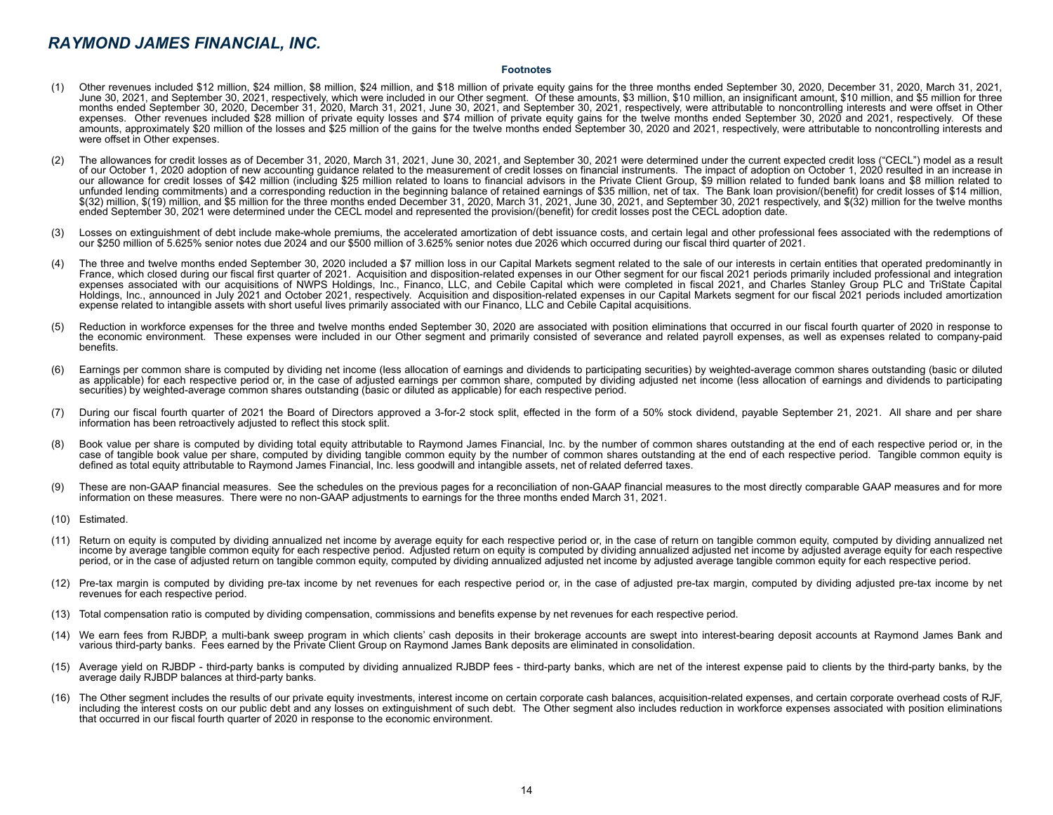## RAYMOND JAMES FINANCIAL, INC.

### Footnotes

(1) Other revenues included $12 million, $24 million, $8 million, $24 million, and $18 million of private equity gains for the three months ended September 30, 2020, December 31, 2020, March 31, 2021, June 30, 2021, and September 30, 2021, respectively, which were included in our Other segment. Of these amounts, $3 million, $10 million, an insignificant amount, $10 million, and $5 million for three months ended September 30, 2020, December 31, 2020, March 31, 2021, June 30, 2021, and September 30, 2021, respectively, were attributable to noncontrolling interests and were offset in Other expenses. Other revenues included $28 million of private equity losses and $74 million of private equity gains for the twelve months ended September 30, 2020 and 2021, respectively. Of these amounts, approximately $20 million of the losses and $25 million of the gains for the twelve months ended September 30, 2020 and 2021, respectively, were attributable to noncontrolling interests and were offset in Other expenses.

(2) The allowances for credit losses as of December 31, 2020, March 31, 2021, June 30, 2021, and September 30, 2021 were determined under the current expected credit loss ("CECL") model as a result of our October 1, 2020 adoption of new accounting guidance related to the measurement of credit losses on financial instruments. The impact of adoption on October 1, 2020 resulted in an increase in our allowance for credit losses of $42 million (including $25 million related to loans to financial advisors in the Private Client Group, $9 million related to funded bank loans and $8 million related to unfunded lending commitments) and a corresponding reduction in the beginning balance of retained earnings of $35 million, net of tax. The Bank loan provision/(benefit) for credit losses of $14 million, $(32) million, $(19) million, and $5 million for the three months ended December 31, 2020, March 31, 2021, June 30, 2021, and September 30, 2021 respectively, and $(32) million for the twelve months ended September 30, 2021 were determined under the CECL model and represented the provision/(benefit) for credit losses post the CECL adoption date.

(3) Losses on extinguishment of debt include make-whole premiums, the accelerated amortization of debt issuance costs, and certain legal and other professional fees associated with the redemptions of our $250 million of 5.625% senior notes due 2024 and our $500 million of 3.625% senior notes due 2026 which occurred during our fiscal third quarter of 2021.

(4) The three and twelve months ended September 30, 2020 included a $7 million loss in our Capital Markets segment related to the sale of our interests in certain entities that operated predominantly in France, which closed during our fiscal first quarter of 2021. Acquisition and disposition-related expenses in our Other segment for our fiscal 2021 periods primarily included professional and integration expenses associated with our acquisitions of NWPS Holdings, Inc., Financo, LLC, and Cebile Capital which were completed in fiscal 2021, and Charles Stanley Group PLC and TriState Capital Holdings, Inc., announced in July 2021 and October 2021, respectively. Acquisition and disposition-related expenses in our Capital Markets segment for our fiscal 2021 periods included amortization expense related to intangible assets with short useful lives primarily associated with our Financo, LLC and Cebile Capital acquisitions.

(5) Reduction in workforce expenses for the three and twelve months ended September 30, 2020 are associated with position eliminations that occurred in our fiscal fourth quarter of 2020 in response to the economic environment. These expenses were included in our Other segment and primarily consisted of severance and related payroll expenses, as well as expenses related to company-paid benefits.

(6) Earnings per common share is computed by dividing net income (less allocation of earnings and dividends to participating securities) by weighted-average common shares outstanding (basic or diluted as applicable) for each respective period or, in the case of adjusted earnings per common share, computed by dividing adjusted net income (less allocation of earnings and dividends to participating securities) by weighted-average common shares outstanding (basic or diluted as applicable) for each respective period.

(7) During our fiscal fourth quarter of 2021 the Board of Directors approved a 3-for-2 stock split, effected in the form of a 50% stock dividend, payable September 21, 2021. All share and per share information has been retroactively adjusted to reflect this stock split.

(8) Book value per share is computed by dividing total equity attributable to Raymond James Financial, Inc. by the number of common shares outstanding at the end of each respective period or, in the case of tangible book value per share, computed by dividing tangible common equity by the number of common shares outstanding at the end of each respective period. Tangible common equity is defined as total equity attributable to Raymond James Financial, Inc. less goodwill and intangible assets, net of related deferred taxes.

(9) These are non-GAAP financial measures. See the schedules on the previous pages for a reconciliation of non-GAAP financial measures to the most directly comparable GAAP measures and for more information on these measures. There were no non-GAAP adjustments to earnings for the three months ended March 31, 2021.

(10) Estimated.

(11) Return on equity is computed by dividing annualized net income by average equity for each respective period or, in the case of return on tangible common equity, computed by dividing annualized net income by average tangible common equity for each respective period. Adjusted return on equity is computed by dividing annualized adjusted net income by adjusted average equity for each respective period, or in the case of adjusted return on tangible common equity, computed by dividing annualized adjusted net income by adjusted average tangible common equity for each respective period.

(12) Pre-tax margin is computed by dividing pre-tax income by net revenues for each respective period or, in the case of adjusted pre-tax margin, computed by dividing adjusted pre-tax income by net revenues for each respective period.

(13) Total compensation ratio is computed by dividing compensation, commissions and benefits expense by net revenues for each respective period.

(14) We earn fees from RJBDP, a multi-bank sweep program in which clients' cash deposits in their brokerage accounts are swept into interest-bearing deposit accounts at Raymond James Bank and various third-party banks. Fees earned by the Private Client Group on Raymond James Bank deposits are eliminated in consolidation.

(15) Average yield on RJBDP - third-party banks is computed by dividing annualized RJBDP fees - third-party banks, which are net of the interest expense paid to clients by the third-party banks, by the average daily RJBDP balances at third-party banks.

(16) The Other segment includes the results of our private equity investments, interest income on certain corporate cash balances, acquisition-related expenses, and certain corporate overhead costs of RJF, including the interest costs on our public debt and any losses on extinguishment of such debt. The Other segment also includes reduction in workforce expenses associated with position eliminations that occurred in our fiscal fourth quarter of 2020 in response to the economic environment.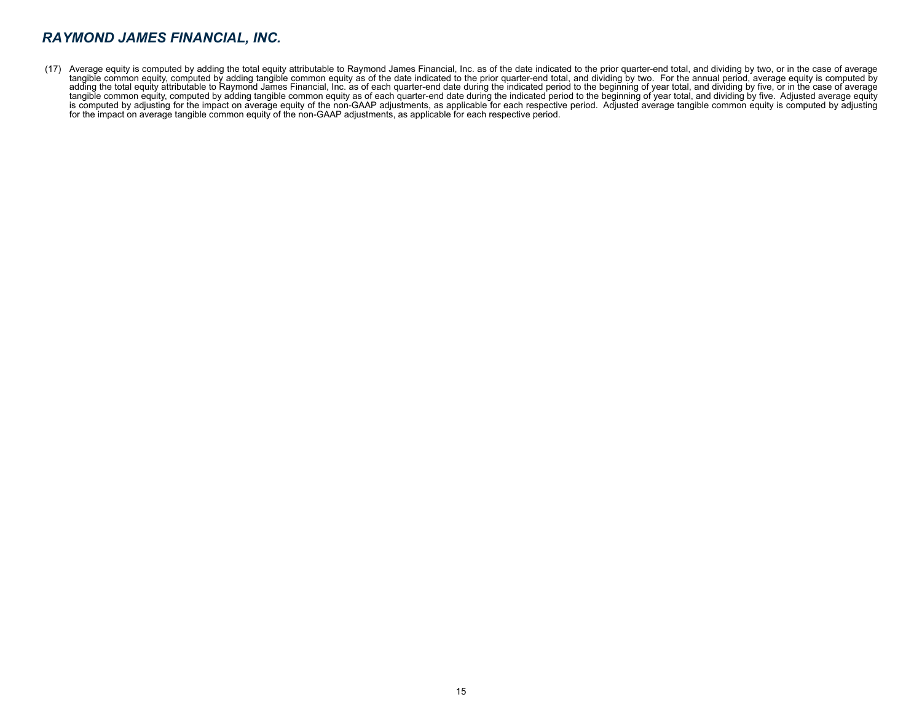(17) Average equity is computed by adding the total equity attributable to Raymond James Financial, Inc. as of the date indicated to the prior quarter-end total, and dividing by two, or in the case of average tangible common equity, computed by adding tangible common equity as of the date indicated to the prior quarter-end total, and dividing by two. For the annual period, average equity is computed by adding the total equity attributable to Raymond James Financial, Inc. as of each quarter-end date during the indicated period to the beginning of year total, and dividing by five, or in the case of average tangible common equity, computed by adding tangible common equity as of each quarter-end date during the indicated period to the beginning of year total, and dividing by five. Adjusted average equity is computed by adjusting for the impact on average equity of the non-GAAP adjustments, as applicable for each respective period. Adjusted average tangible common equity is computed by adjusting for the impact on average tangible common equity of the non-GAAP adjustments, as applicable for each respective period.